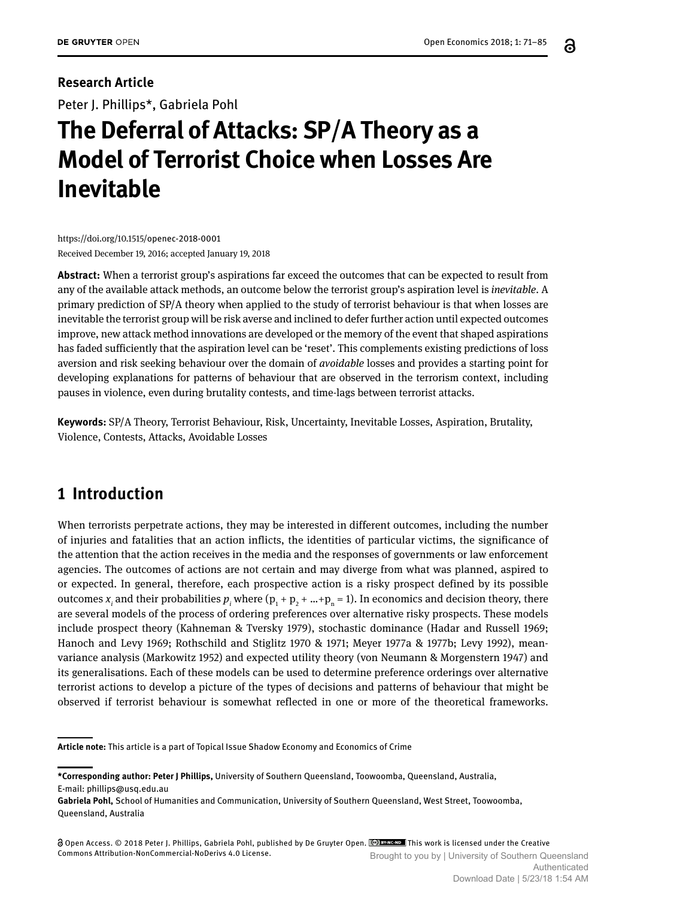**Research Article**

Peter J. Phillips*, Gabriela Pohl

# The Deferral of Attacks: SP/A Theory as a Model of Terrorist Choice when Losses Are Inevitable

https://doi.org/10.1515/openec-2018-0001

Received December 19, 2016; accepted January 19, 2018

**Abstract:** When a terrorist group's aspirations far exceed the outcomes that can be expected to result from any of the available attack methods, an outcome below the terrorist group's aspiration level is *inevitable*. A primary prediction of SP/A theory when applied to the study of terrorist behaviour is that when losses are inevitable the terrorist group will be risk averse and inclined to defer further action until expected outcomes improve, new attack method innovations are developed or the memory of the event that shaped aspirations has faded sufficiently that the aspiration level can be 'reset'. This complements existing predictions of loss aversion and risk seeking behaviour over the domain of *avoidable* losses and provides a starting point for developing explanations for patterns of behaviour that are observed in the terrorism context, including pauses in violence, even during brutality contests, and time-lags between terrorist attacks.

**Keywords:** SP/A Theory, Terrorist Behaviour, Risk, Uncertainty, Inevitable Losses, Aspiration, Brutality, Violence, Contests, Attacks, Avoidable Losses

## 1 Introduction

When terrorists perpetrate actions, they may be interested in different outcomes, including the number of injuries and fatalities that an action inflicts, the identities of particular victims, the significance of the attention that the action receives in the media and the responses of governments or law enforcement agencies. The outcomes of actions are not certain and may diverge from what was planned, aspired to or expected. In general, therefore, each prospective action is a risky prospect defined by its possible outcomes $x_i$ and their probabilities $p_i$ where $(p_1 + p_2 + ... + p_n = 1)$. In economics and decision theory, there are several models of the process of ordering preferences over alternative risky prospects. These models include prospect theory (Kahneman & Tversky 1979), stochastic dominance (Hadar and Russell 1969; Hanoch and Levy 1969; Rothschild and Stiglitz 1970 & 1971; Meyer 1977a & 1977b; Levy 1992), mean-variance analysis (Markowitz 1952) and expected utility theory (von Neumann & Morgenstern 1947) and its generalisations. Each of these models can be used to determine preference orderings over alternative terrorist actions to develop a picture of the types of decisions and patterns of behaviour that might be observed if terrorist behaviour is somewhat reflected in one or more of the theoretical frameworks.

---

**Article note:** This article is a part of Topical Issue Shadow Economy and Economics of Crime

---

***Corresponding author: Peter J Phillips,** University of Southern Queensland, Toowoomba, Queensland, Australia, E-mail: phillips@usq.edu.au

**Gabriela Pohl,** School of Humanities and Communication, University of Southern Queensland, West Street, Toowoomba, Queensland, Australia

Open Access. © 2018 Peter J. Phillips, Gabriela Pohl, published by De Gruyter Open. This work is licensed under the Creative Commons Attribution-NonCommercial-NoDerivs 4.0 License.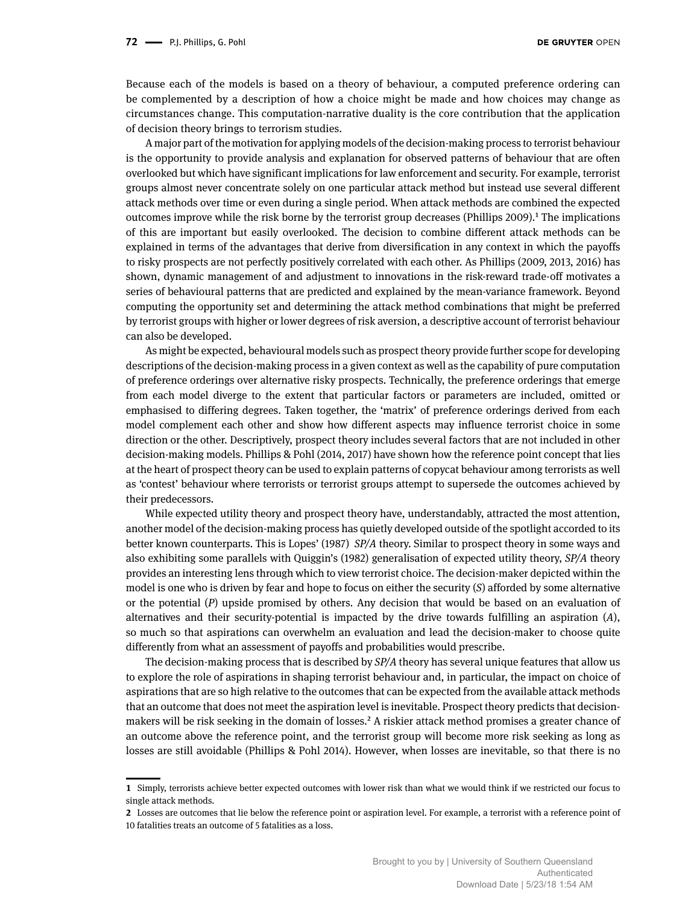Because each of the models is based on a theory of behaviour, a computed preference ordering can be complemented by a description of how a choice might be made and how choices may change as circumstances change. This computation-narrative duality is the core contribution that the application of decision theory brings to terrorism studies.

A major part of the motivation for applying models of the decision-making process to terrorist behaviour is the opportunity to provide analysis and explanation for observed patterns of behaviour that are often overlooked but which have significant implications for law enforcement and security. For example, terrorist groups almost never concentrate solely on one particular attack method but instead use several different attack methods over time or even during a single period. When attack methods are combined the expected outcomes improve while the risk borne by the terrorist group decreases (Phillips 2009).[1] The implications of this are important but easily overlooked. The decision to combine different attack methods can be explained in terms of the advantages that derive from diversification in any context in which the payoffs to risky prospects are not perfectly positively correlated with each other. As Phillips (2009, 2013, 2016) has shown, dynamic management of and adjustment to innovations in the risk-reward trade-off motivates a series of behavioural patterns that are predicted and explained by the mean-variance framework. Beyond computing the opportunity set and determining the attack method combinations that might be preferred by terrorist groups with higher or lower degrees of risk aversion, a descriptive account of terrorist behaviour can also be developed.

As might be expected, behavioural models such as prospect theory provide further scope for developing descriptions of the decision-making process in a given context as well as the capability of pure computation of preference orderings over alternative risky prospects. Technically, the preference orderings that emerge from each model diverge to the extent that particular factors or parameters are included, omitted or emphasised to differing degrees. Taken together, the 'matrix' of preference orderings derived from each model complement each other and show how different aspects may influence terrorist choice in some direction or the other. Descriptively, prospect theory includes several factors that are not included in other decision-making models. Phillips & Pohl (2014, 2017) have shown how the reference point concept that lies at the heart of prospect theory can be used to explain patterns of copycat behaviour among terrorists as well as 'contest' behaviour where terrorists or terrorist groups attempt to supersede the outcomes achieved by their predecessors.

While expected utility theory and prospect theory have, understandably, attracted the most attention, another model of the decision-making process has quietly developed outside of the spotlight accorded to its better known counterparts. This is Lopes' (1987) *SP/A* theory. Similar to prospect theory in some ways and also exhibiting some parallels with Quiggin's (1982) generalisation of expected utility theory, *SP/A* theory provides an interesting lens through which to view terrorist choice. The decision-maker depicted within the model is one who is driven by fear and hope to focus on either the security (*S*) afforded by some alternative or the potential (*P*) upside promised by others. Any decision that would be based on an evaluation of alternatives and their security-potential is impacted by the drive towards fulfilling an aspiration (*A*), so much so that aspirations can overwhelm an evaluation and lead the decision-maker to choose quite differently from what an assessment of payoffs and probabilities would prescribe.

The decision-making process that is described by *SP/A* theory has several unique features that allow us to explore the role of aspirations in shaping terrorist behaviour and, in particular, the impact on choice of aspirations that are so high relative to the outcomes that can be expected from the available attack methods that an outcome that does not meet the aspiration level is inevitable. Prospect theory predicts that decision-makers will be risk seeking in the domain of losses.[2] A riskier attack method promises a greater chance of an outcome above the reference point, and the terrorist group will become more risk seeking as long as losses are still avoidable (Phillips & Pohl 2014). However, when losses are inevitable, so that there is no

---

[1] Simply, terrorists achieve better expected outcomes with lower risk than what we would think if we restricted our focus to single attack methods.

[2] Losses are outcomes that lie below the reference point or aspiration level. For example, a terrorist with a reference point of 10 fatalities treats an outcome of 5 fatalities as a loss.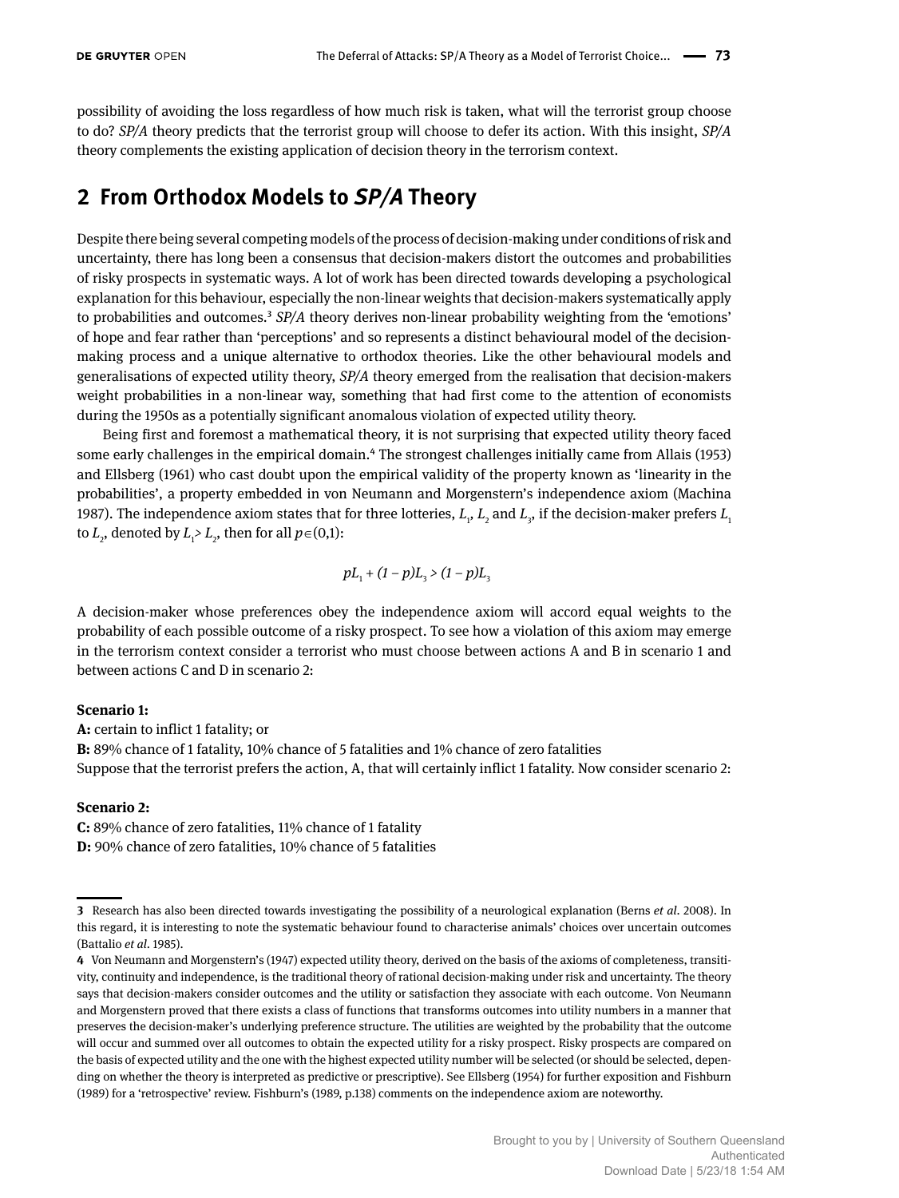possibility of avoiding the loss regardless of how much risk is taken, what will the terrorist group choose to do? *SP/A* theory predicts that the terrorist group will choose to defer its action. With this insight, *SP/A* theory complements the existing application of decision theory in the terrorism context.

## 2 From Orthodox Models to *SP/A* Theory

Despite there being several competing models of the process of decision-making under conditions of risk and uncertainty, there has long been a consensus that decision-makers distort the outcomes and probabilities of risky prospects in systematic ways. A lot of work has been directed towards developing a psychological explanation for this behaviour, especially the non-linear weights that decision-makers systematically apply to probabilities and outcomes.[3] *SP/A* theory derives non-linear probability weighting from the 'emotions' of hope and fear rather than 'perceptions' and so represents a distinct behavioural model of the decision-making process and a unique alternative to orthodox theories. Like the other behavioural models and generalisations of expected utility theory, *SP/A* theory emerged from the realisation that decision-makers weight probabilities in a non-linear way, something that had first come to the attention of economists during the 1950s as a potentially significant anomalous violation of expected utility theory.

Being first and foremost a mathematical theory, it is not surprising that expected utility theory faced some early challenges in the empirical domain.[4] The strongest challenges initially came from Allais (1953) and Ellsberg (1961) who cast doubt upon the empirical validity of the property known as 'linearity in the probabilities', a property embedded in von Neumann and Morgenstern's independence axiom (Machina 1987). The independence axiom states that for three lotteries, $L_1$, $L_2$ and $L_3$, if the decision-maker prefers $L_1$ to $L_2$, denoted by $L_1 > L_2$, then for all $p \in (0,1)$:

$$pL_1 + (1-p)L_3 > (1-p)L_3$$

A decision-maker whose preferences obey the independence axiom will accord equal weights to the probability of each possible outcome of a risky prospect. To see how a violation of this axiom may emerge in the terrorism context consider a terrorist who must choose between actions A and B in scenario 1 and between actions C and D in scenario 2:

**Scenario 1:**
**A:** certain to inflict 1 fatality; or
**B:** 89% chance of 1 fatality, 10% chance of 5 fatalities and 1% chance of zero fatalities
Suppose that the terrorist prefers the action, A, that will certainly inflict 1 fatality. Now consider scenario 2:

**Scenario 2:**
**C:** 89% chance of zero fatalities, 11% chance of 1 fatality
**D:** 90% chance of zero fatalities, 10% chance of 5 fatalities

---

3 Research has also been directed towards investigating the possibility of a neurological explanation (Berns *et al*. 2008). In this regard, it is interesting to note the systematic behaviour found to characterise animals' choices over uncertain outcomes (Battalio *et al*. 1985).

4 Von Neumann and Morgenstern's (1947) expected utility theory, derived on the basis of the axioms of completeness, transitivity, continuity and independence, is the traditional theory of rational decision-making under risk and uncertainty. The theory says that decision-makers consider outcomes and the utility or satisfaction they associate with each outcome. Von Neumann and Morgenstern proved that there exists a class of functions that transforms outcomes into utility numbers in a manner that preserves the decision-maker's underlying preference structure. The utilities are weighted by the probability that the outcome will occur and summed over all outcomes to obtain the expected utility for a risky prospect. Risky prospects are compared on the basis of expected utility and the one with the highest expected utility number will be selected (or should be selected, depending on whether the theory is interpreted as predictive or prescriptive). See Ellsberg (1954) for further exposition and Fishburn (1989) for a 'retrospective' review. Fishburn's (1989, p.138) comments on the independence axiom are noteworthy.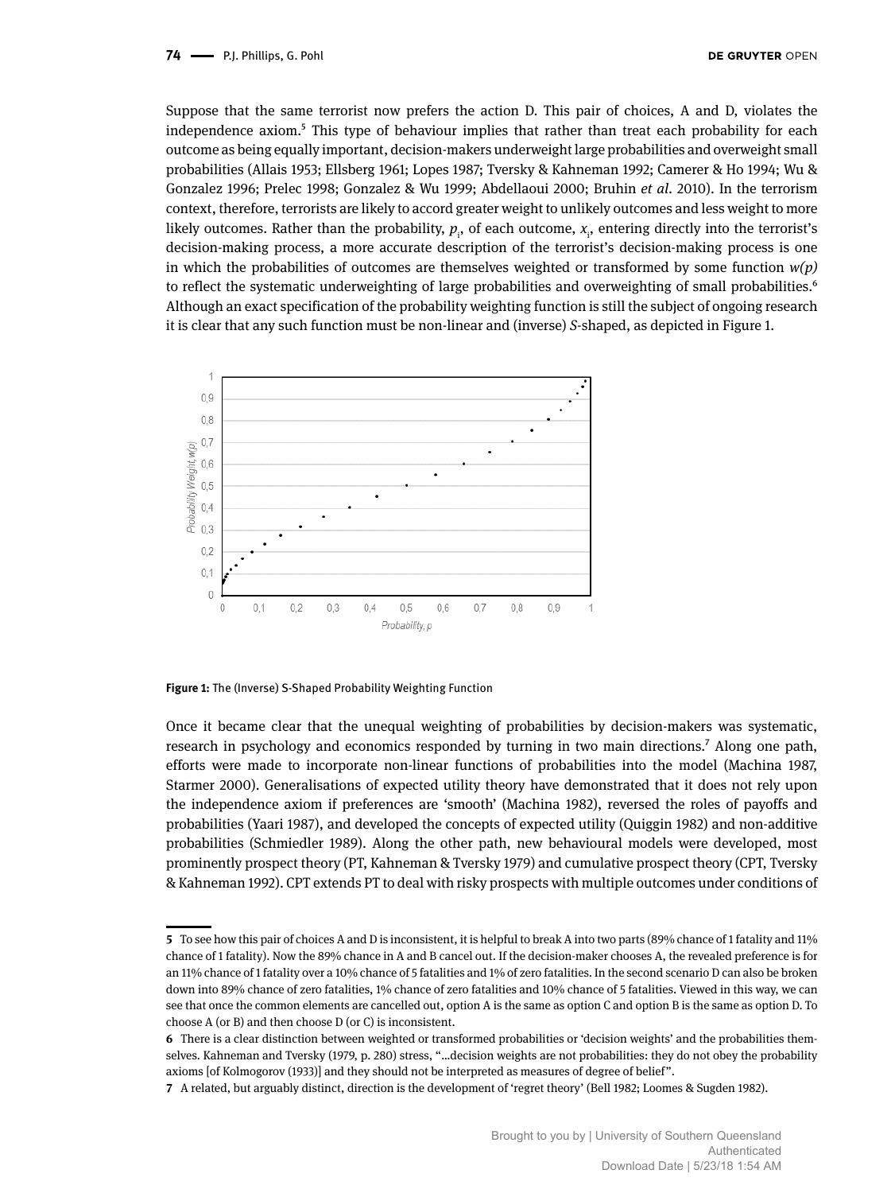Suppose that the same terrorist now prefers the action D. This pair of choices, A and D, violates the independence axiom.[5] This type of behaviour implies that rather than treat each probability for each outcome as being equally important, decision-makers underweight large probabilities and overweight small probabilities (Allais 1953; Ellsberg 1961; Lopes 1987; Tversky & Kahneman 1992; Camerer & Ho 1994; Wu & Gonzalez 1996; Prelec 1998; Gonzalez & Wu 1999; Abdellaoui 2000; Bruhin *et al.* 2010). In the terrorism context, therefore, terrorists are likely to accord greater weight to unlikely outcomes and less weight to more likely outcomes. Rather than the probability, $p_i$, of each outcome, $x_i$, entering directly into the terrorist's decision-making process, a more accurate description of the terrorist's decision-making process is one in which the probabilities of outcomes are themselves weighted or transformed by some function $w(p)$ to reflect the systematic underweighting of large probabilities and overweighting of small probabilities.[6] Although an exact specification of the probability weighting function is still the subject of ongoing research it is clear that any such function must be non-linear and (inverse) *S*-shaped, as depicted in Figure 1.

**Figure 1:** The (Inverse) S-Shaped Probability Weighting Function

Once it became clear that the unequal weighting of probabilities by decision-makers was systematic, research in psychology and economics responded by turning in two main directions.[7] Along one path, efforts were made to incorporate non-linear functions of probabilities into the model (Machina 1987, Starmer 2000). Generalisations of expected utility theory have demonstrated that it does not rely upon the independence axiom if preferences are 'smooth' (Machina 1982), reversed the roles of payoffs and probabilities (Yaari 1987), and developed the concepts of expected utility (Quiggin 1982) and non-additive probabilities (Schmiedler 1989). Along the other path, new behavioural models were developed, most prominently prospect theory (PT, Kahneman & Tversky 1979) and cumulative prospect theory (CPT, Tversky & Kahneman 1992). CPT extends PT to deal with risky prospects with multiple outcomes under conditions of

---

**5** To see how this pair of choices A and D is inconsistent, it is helpful to break A into two parts (89% chance of 1 fatality and 11% chance of 1 fatality). Now the 89% chance in A and B cancel out. If the decision-maker chooses A, the revealed preference is for an 11% chance of 1 fatality over a 10% chance of 5 fatalities and 1% of zero fatalities. In the second scenario D can also be broken down into 89% chance of zero fatalities, 1% chance of zero fatalities and 10% chance of 5 fatalities. Viewed in this way, we can see that once the common elements are cancelled out, option A is the same as option C and option B is the same as option D. To choose A (or B) and then choose D (or C) is inconsistent.

**6** There is a clear distinction between weighted or transformed probabilities or 'decision weights' and the probabilities themselves. Kahneman and Tversky (1979, p. 280) stress, "...decision weights are not probabilities: they do not obey the probability axioms [of Kolmogorov (1933)] and they should not be interpreted as measures of degree of belief".

**7** A related, but arguably distinct, direction is the development of 'regret theory' (Bell 1982; Loomes & Sugden 1982).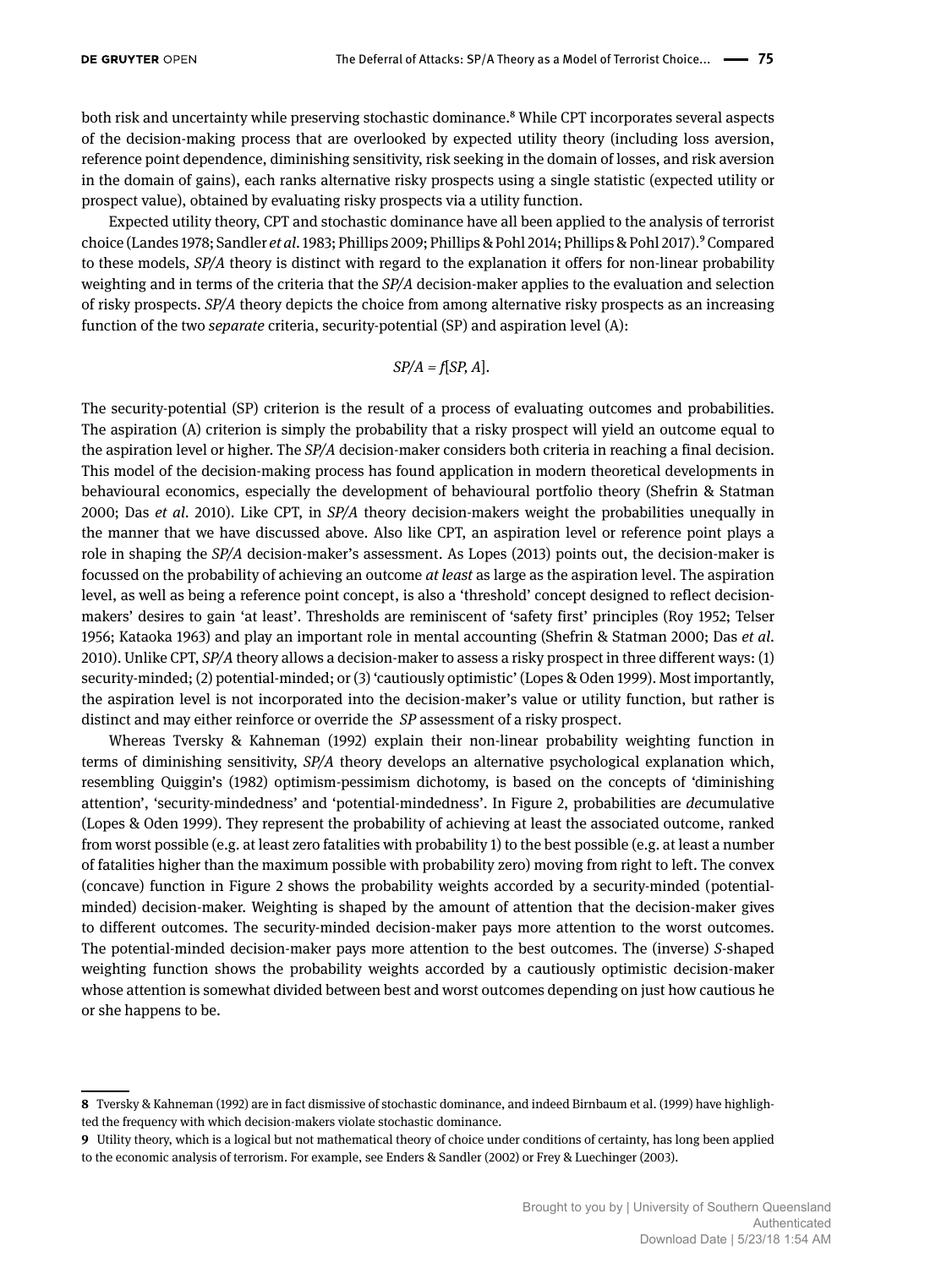both risk and uncertainty while preserving stochastic dominance.[8] While CPT incorporates several aspects of the decision-making process that are overlooked by expected utility theory (including loss aversion, reference point dependence, diminishing sensitivity, risk seeking in the domain of losses, and risk aversion in the domain of gains), each ranks alternative risky prospects using a single statistic (expected utility or prospect value), obtained by evaluating risky prospects via a utility function.

Expected utility theory, CPT and stochastic dominance have all been applied to the analysis of terrorist choice (Landes 1978; Sandler *et al*. 1983; Phillips 2009; Phillips & Pohl 2014; Phillips & Pohl 2017).[9] Compared to these models, *SP/A* theory is distinct with regard to the explanation it offers for non-linear probability weighting and in terms of the criteria that the *SP/A* decision-maker applies to the evaluation and selection of risky prospects. *SP/A* theory depicts the choice from among alternative risky prospects as an increasing function of the two *separate* criteria, security-potential (SP) and aspiration level (A):

$$SP/A = f[SP, A].$$

The security-potential (SP) criterion is the result of a process of evaluating outcomes and probabilities. The aspiration (A) criterion is simply the probability that a risky prospect will yield an outcome equal to the aspiration level or higher. The *SP/A* decision-maker considers both criteria in reaching a final decision. This model of the decision-making process has found application in modern theoretical developments in behavioural economics, especially the development of behavioural portfolio theory (Shefrin & Statman 2000; Das *et al*. 2010). Like CPT, in *SP/A* theory decision-makers weight the probabilities unequally in the manner that we have discussed above. Also like CPT, an aspiration level or reference point plays a role in shaping the *SP/A* decision-maker's assessment. As Lopes (2013) points out, the decision-maker is focussed on the probability of achieving an outcome *at least* as large as the aspiration level. The aspiration level, as well as being a reference point concept, is also a 'threshold' concept designed to reflect decision-makers' desires to gain 'at least'. Thresholds are reminiscent of 'safety first' principles (Roy 1952; Telser 1956; Kataoka 1963) and play an important role in mental accounting (Shefrin & Statman 2000; Das *et al*. 2010). Unlike CPT, *SP/A* theory allows a decision-maker to assess a risky prospect in three different ways: (1) security-minded; (2) potential-minded; or (3) 'cautiously optimistic' (Lopes & Oden 1999). Most importantly, the aspiration level is not incorporated into the decision-maker's value or utility function, but rather is distinct and may either reinforce or override the *SP* assessment of a risky prospect.

Whereas Tversky & Kahneman (1992) explain their non-linear probability weighting function in terms of diminishing sensitivity, *SP/A* theory develops an alternative psychological explanation which, resembling Quiggin's (1982) optimism-pessimism dichotomy, is based on the concepts of 'diminishing attention', 'security-mindedness' and 'potential-mindedness'. In Figure 2, probabilities are *de*cumulative (Lopes & Oden 1999). They represent the probability of achieving at least the associated outcome, ranked from worst possible (e.g. at least zero fatalities with probability 1) to the best possible (e.g. at least a number of fatalities higher than the maximum possible with probability zero) moving from right to left. The convex (concave) function in Figure 2 shows the probability weights accorded by a security-minded (potential-minded) decision-maker. Weighting is shaped by the amount of attention that the decision-maker gives to different outcomes. The security-minded decision-maker pays more attention to the worst outcomes. The potential-minded decision-maker pays more attention to the best outcomes. The (inverse) *S*-shaped weighting function shows the probability weights accorded by a cautiously optimistic decision-maker whose attention is somewhat divided between best and worst outcomes depending on just how cautious he or she happens to be.

---

[8] Tversky & Kahneman (1992) are in fact dismissive of stochastic dominance, and indeed Birnbaum et al. (1999) have highlighted the frequency with which decision-makers violate stochastic dominance.

[9] Utility theory, which is a logical but not mathematical theory of choice under conditions of certainty, has long been applied to the economic analysis of terrorism. For example, see Enders & Sandler (2002) or Frey & Luechinger (2003).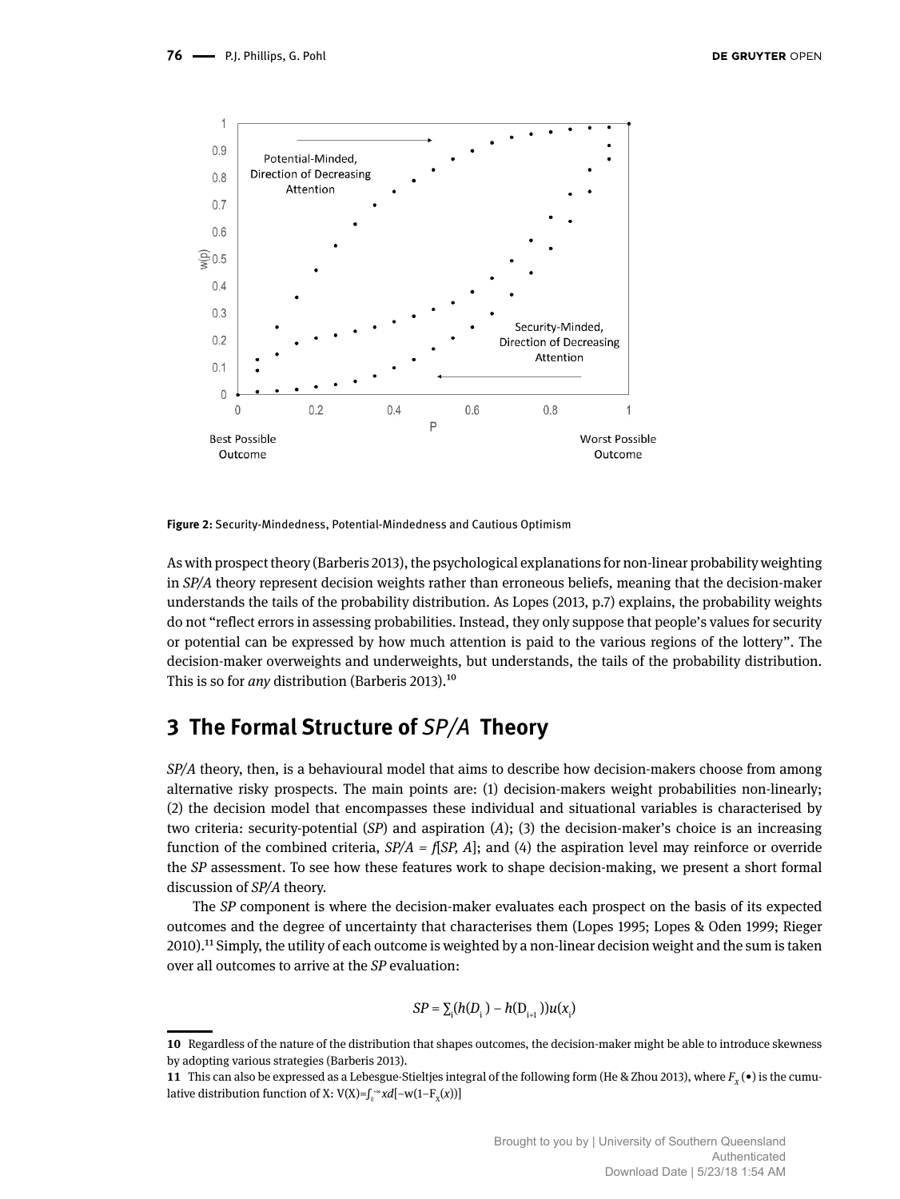Figure 2: Security-Mindedness, Potential-Mindedness and Cautious Optimism

As with prospect theory (Barberis 2013), the psychological explanations for non-linear probability weighting in *SP/A* theory represent decision weights rather than erroneous beliefs, meaning that the decision-maker understands the tails of the probability distribution. As Lopes (2013, p.7) explains, the probability weights do not "reflect errors in assessing probabilities. Instead, they only suppose that people's values for security or potential can be expressed by how much attention is paid to the various regions of the lottery". The decision-maker overweights and underweights, but understands, the tails of the probability distribution. This is so for *any* distribution (Barberis 2013).[10]

## 3 The Formal Structure of *SP/A* Theory

*SP/A* theory, then, is a behavioural model that aims to describe how decision-makers choose from among alternative risky prospects. The main points are: (1) decision-makers weight probabilities non-linearly; (2) the decision model that encompasses these individual and situational variables is characterised by two criteria: security-potential (*SP*) and aspiration (*A*); (3) the decision-maker's choice is an increasing function of the combined criteria, *SP/A* = *f*[*SP, A*]; and (4) the aspiration level may reinforce or override the *SP* assessment. To see how these features work to shape decision-making, we present a short formal discussion of *SP/A* theory.

The *SP* component is where the decision-maker evaluates each prospect on the basis of its expected outcomes and the degree of uncertainty that characterises them (Lopes 1995; Lopes & Oden 1999; Rieger 2010).[11] Simply, the utility of each outcome is weighted by a non-linear decision weight and the sum is taken over all outcomes to arrive at the *SP* evaluation:

$$SP = \sum_i (h(D_i) - h(D_{i+1}))u(x_i)$$

10 Regardless of the nature of the distribution that shapes outcomes, the decision-maker might be able to introduce skewness by adopting various strategies (Barberis 2013).

11 This can also be expressed as a Lebesgue-Stieltjes integral of the following form (He & Zhou 2013), where $F_X(\bullet)$ is the cumulative distribution function of X: $V(X)=\int_0^{+\infty} x d[-w(1-F_X(x))]$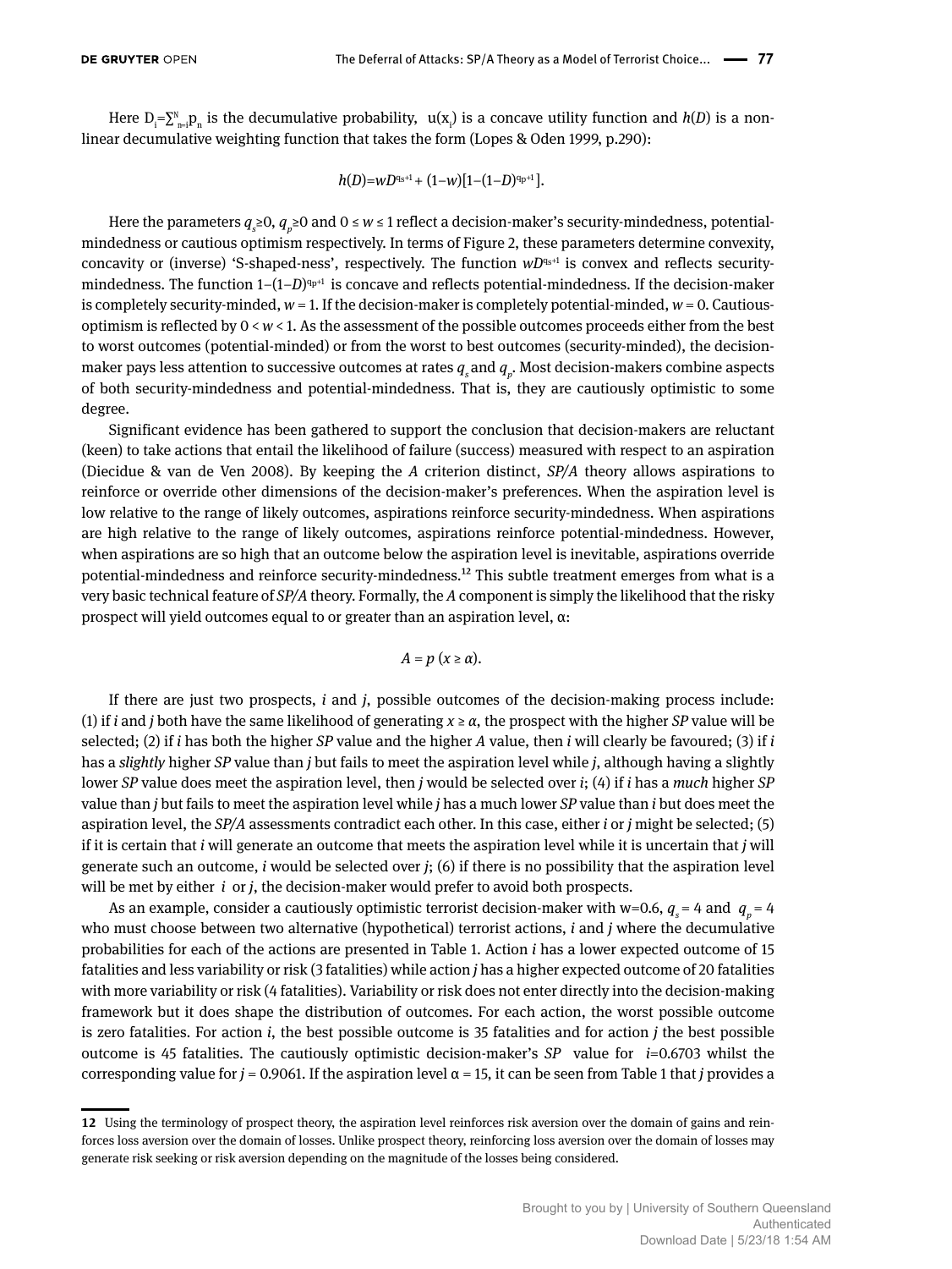Here $D_i=\sum_{n=i}^{N} p_n$ is the decumulative probability, $u(x_i)$ is a concave utility function and $h(D)$ is a non-linear decumulative weighting function that takes the form (Lopes & Oden 1999, p.290):

$$h(D)=wD^{q_s+1}+(1-w)[1-(1-D)^{q_p+1}].$$

Here the parameters $q_s \geq 0$, $q_p \geq 0$ and $0 \leq w \leq 1$ reflect a decision-maker's security-mindedness, potential-mindedness or cautious optimism respectively. In terms of Figure 2, these parameters determine convexity, concavity or (inverse) 'S-shaped-ness', respectively. The function $wD^{q_s+1}$ is convex and reflects security-mindedness. The function $1-(1-D)^{q_p+1}$ is concave and reflects potential-mindedness. If the decision-maker is completely security-minded, $w = 1$. If the decision-maker is completely potential-minded, $w = 0$. Cautious-optimism is reflected by $0 < w < 1$. As the assessment of the possible outcomes proceeds either from the best to worst outcomes (potential-minded) or from the worst to best outcomes (security-minded), the decision-maker pays less attention to successive outcomes at rates $q_s$ and $q_p$. Most decision-makers combine aspects of both security-mindedness and potential-mindedness. That is, they are cautiously optimistic to some degree.

Significant evidence has been gathered to support the conclusion that decision-makers are reluctant (keen) to take actions that entail the likelihood of failure (success) measured with respect to an aspiration (Diecidue & van de Ven 2008). By keeping the *A* criterion distinct, *SP/A* theory allows aspirations to reinforce or override other dimensions of the decision-maker's preferences. When the aspiration level is low relative to the range of likely outcomes, aspirations reinforce security-mindedness. When aspirations are high relative to the range of likely outcomes, aspirations reinforce potential-mindedness. However, when aspirations are so high that an outcome below the aspiration level is inevitable, aspirations override potential-mindedness and reinforce security-mindedness.[12] This subtle treatment emerges from what is a very basic technical feature of *SP/A* theory. Formally, the *A* component is simply the likelihood that the risky prospect will yield outcomes equal to or greater than an aspiration level, α:

$$A = p\ (x \geq \alpha).$$

If there are just two prospects, *i* and *j*, possible outcomes of the decision-making process include: (1) if *i* and *j* both have the same likelihood of generating $x \geq \alpha$, the prospect with the higher *SP* value will be selected; (2) if *i* has both the higher *SP* value and the higher *A* value, then *i* will clearly be favoured; (3) if *i* has a *slightly* higher *SP* value than *j* but fails to meet the aspiration level while *j*, although having a slightly lower *SP* value does meet the aspiration level, then *j* would be selected over *i*; (4) if *i* has a *much* higher *SP* value than *j* but fails to meet the aspiration level while *j* has a much lower *SP* value than *i* but does meet the aspiration level, the *SP/A* assessments contradict each other. In this case, either *i* or *j* might be selected; (5) if it is certain that *i* will generate an outcome that meets the aspiration level while it is uncertain that *j* will generate such an outcome, *i* would be selected over *j*; (6) if there is no possibility that the aspiration level will be met by either *i* or *j*, the decision-maker would prefer to avoid both prospects.

As an example, consider a cautiously optimistic terrorist decision-maker with w=0.6, $q_s = 4$ and $q_p = 4$ who must choose between two alternative (hypothetical) terrorist actions, *i* and *j* where the decumulative probabilities for each of the actions are presented in Table 1. Action *i* has a lower expected outcome of 15 fatalities and less variability or risk (3 fatalities) while action *j* has a higher expected outcome of 20 fatalities with more variability or risk (4 fatalities). Variability or risk does not enter directly into the decision-making framework but it does shape the distribution of outcomes. For each action, the worst possible outcome is zero fatalities. For action *i*, the best possible outcome is 35 fatalities and for action *j* the best possible outcome is 45 fatalities. The cautiously optimistic decision-maker's *SP* value for *i*=0.6703 whilst the corresponding value for *j* = 0.9061. If the aspiration level α = 15, it can be seen from Table 1 that *j* provides a

---

12 Using the terminology of prospect theory, the aspiration level reinforces risk aversion over the domain of gains and reinforces loss aversion over the domain of losses. Unlike prospect theory, reinforcing loss aversion over the domain of losses may generate risk seeking or risk aversion depending on the magnitude of the losses being considered.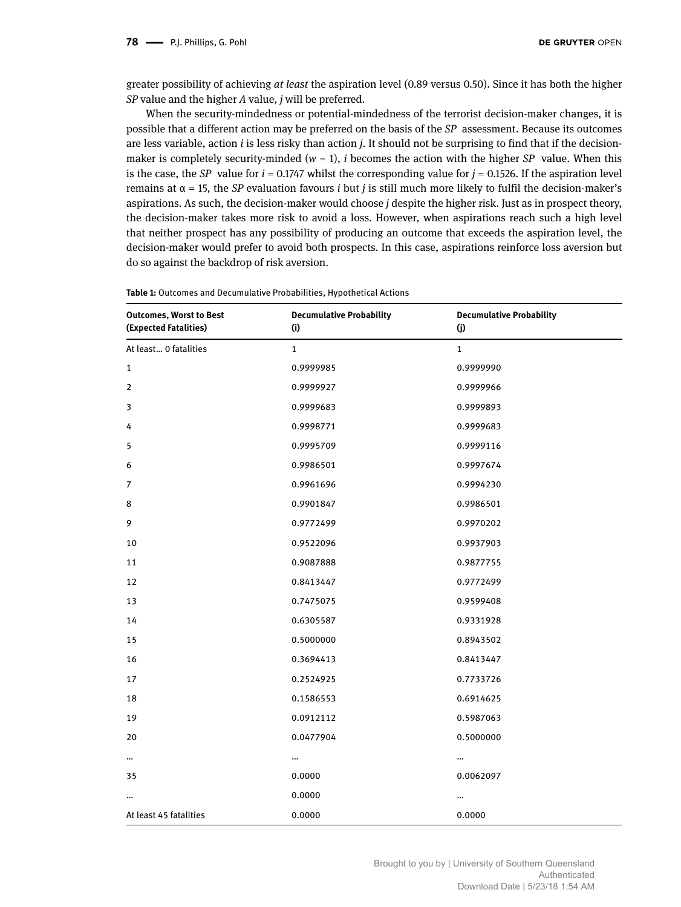greater possibility of achieving *at least* the aspiration level (0.89 versus 0.50). Since it has both the higher *SP* value and the higher *A* value, *j* will be preferred.

When the security-mindedness or potential-mindedness of the terrorist decision-maker changes, it is possible that a different action may be preferred on the basis of the *SP* assessment. Because its outcomes are less variable, action *i* is less risky than action *j*. It should not be surprising to find that if the decision-maker is completely security-minded ($w = 1$), *i* becomes the action with the higher *SP* value. When this is the case, the *SP* value for $i = 0.1747$ whilst the corresponding value for $j = 0.1526$. If the aspiration level remains at $\alpha = 15$, the *SP* evaluation favours *i* but *j* is still much more likely to fulfil the decision-maker's aspirations. As such, the decision-maker would choose *j* despite the higher risk. Just as in prospect theory, the decision-maker takes more risk to avoid a loss. However, when aspirations reach such a high level that neither prospect has any possibility of producing an outcome that exceeds the aspiration level, the decision-maker would prefer to avoid both prospects. In this case, aspirations reinforce loss aversion but do so against the backdrop of risk aversion.

**Table 1:** Outcomes and Decumulative Probabilities, Hypothetical Actions

| Outcomes, Worst to Best (Expected Fatalities) | Decumulative Probability (i) | Decumulative Probability (j) |
|---|---|---|
| At least… 0 fatalities | 1 | 1 |
| 1 | 0.9999985 | 0.9999990 |
| 2 | 0.9999927 | 0.9999966 |
| 3 | 0.9999683 | 0.9999893 |
| 4 | 0.9998771 | 0.9999683 |
| 5 | 0.9995709 | 0.9999116 |
| 6 | 0.9986501 | 0.9997674 |
| 7 | 0.9961696 | 0.9994230 |
| 8 | 0.9901847 | 0.9986501 |
| 9 | 0.9772499 | 0.9970202 |
| 10 | 0.9522096 | 0.9937903 |
| 11 | 0.9087888 | 0.9877755 |
| 12 | 0.8413447 | 0.9772499 |
| 13 | 0.7475075 | 0.9599408 |
| 14 | 0.6305587 | 0.9331928 |
| 15 | 0.5000000 | 0.8943502 |
| 16 | 0.3694413 | 0.8413447 |
| 17 | 0.2524925 | 0.7733726 |
| 18 | 0.1586553 | 0.6914625 |
| 19 | 0.0912112 | 0.5987063 |
| 20 | 0.0477904 | 0.5000000 |
| … | … | … |
| 35 | 0.0000 | 0.0062097 |
| … | 0.0000 | … |
| At least 45 fatalities | 0.0000 | 0.0000 |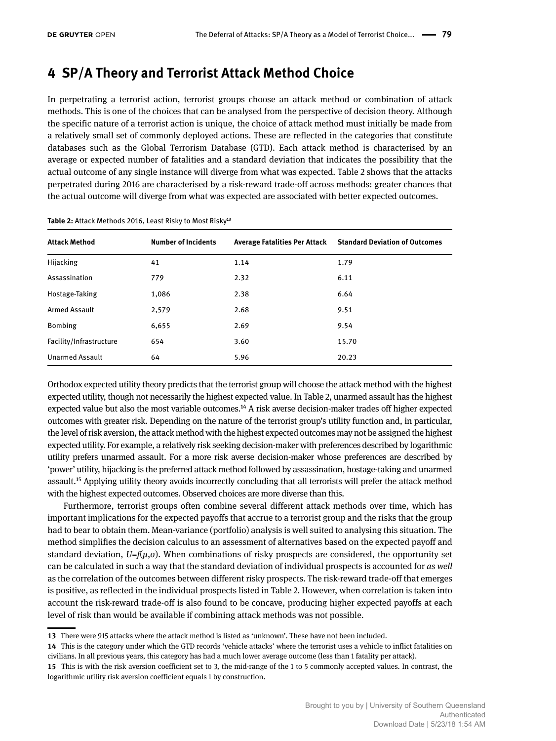# 4 SP/A Theory and Terrorist Attack Method Choice

In perpetrating a terrorist action, terrorist groups choose an attack method or combination of attack methods. This is one of the choices that can be analysed from the perspective of decision theory. Although the specific nature of a terrorist action is unique, the choice of attack method must initially be made from a relatively small set of commonly deployed actions. These are reflected in the categories that constitute databases such as the Global Terrorism Database (GTD). Each attack method is characterised by an average or expected number of fatalities and a standard deviation that indicates the possibility that the actual outcome of any single instance will diverge from what was expected. Table 2 shows that the attacks perpetrated during 2016 are characterised by a risk-reward trade-off across methods: greater chances that the actual outcome will diverge from what was expected are associated with better expected outcomes.

**Table 2:** Attack Methods 2016, Least Risky to Most Risky[13]

| Attack Method | Number of Incidents | Average Fatalities Per Attack | Standard Deviation of Outcomes |
|---|---|---|---|
| Hijacking | 41 | 1.14 | 1.79 |
| Assassination | 779 | 2.32 | 6.11 |
| Hostage-Taking | 1,086 | 2.38 | 6.64 |
| Armed Assault | 2,579 | 2.68 | 9.51 |
| Bombing | 6,655 | 2.69 | 9.54 |
| Facility/Infrastructure | 654 | 3.60 | 15.70 |
| Unarmed Assault | 64 | 5.96 | 20.23 |

Orthodox expected utility theory predicts that the terrorist group will choose the attack method with the highest expected utility, though not necessarily the highest expected value. In Table 2, unarmed assault has the highest expected value but also the most variable outcomes.[14] A risk averse decision-maker trades off higher expected outcomes with greater risk. Depending on the nature of the terrorist group's utility function and, in particular, the level of risk aversion, the attack method with the highest expected outcomes may not be assigned the highest expected utility. For example, a relatively risk seeking decision-maker with preferences described by logarithmic utility prefers unarmed assault. For a more risk averse decision-maker whose preferences are described by 'power' utility, hijacking is the preferred attack method followed by assassination, hostage-taking and unarmed assault.[15] Applying utility theory avoids incorrectly concluding that all terrorists will prefer the attack method with the highest expected outcomes. Observed choices are more diverse than this.

Furthermore, terrorist groups often combine several different attack methods over time, which has important implications for the expected payoffs that accrue to a terrorist group and the risks that the group had to bear to obtain them. Mean-variance (portfolio) analysis is well suited to analysing this situation. The method simplifies the decision calculus to an assessment of alternatives based on the expected payoff and standard deviation, $U=f(\mu,\sigma)$. When combinations of risky prospects are considered, the opportunity set can be calculated in such a way that the standard deviation of individual prospects is accounted for *as well* as the correlation of the outcomes between different risky prospects. The risk-reward trade-off that emerges is positive, as reflected in the individual prospects listed in Table 2. However, when correlation is taken into account the risk-reward trade-off is also found to be concave, producing higher expected payoffs at each level of risk than would be available if combining attack methods was not possible.

---

**13** There were 915 attacks where the attack method is listed as 'unknown'. These have not been included.

**14** This is the category under which the GTD records 'vehicle attacks' where the terrorist uses a vehicle to inflict fatalities on civilians. In all previous years, this category has had a much lower average outcome (less than 1 fatality per attack).

**15** This is with the risk aversion coefficient set to 3, the mid-range of the 1 to 5 commonly accepted values. In contrast, the logarithmic utility risk aversion coefficient equals 1 by construction.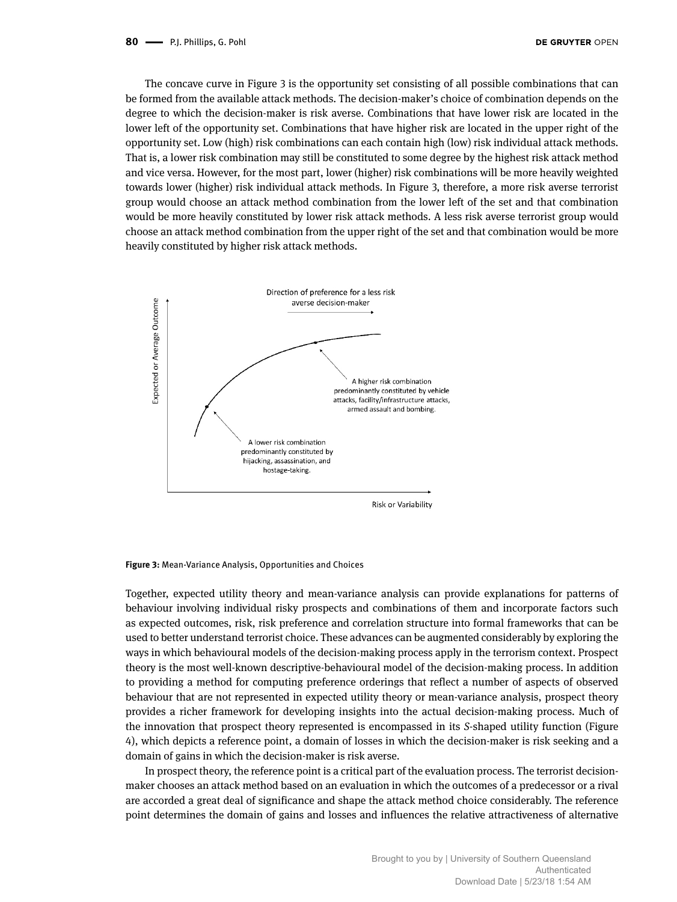The concave curve in Figure 3 is the opportunity set consisting of all possible combinations that can be formed from the available attack methods. The decision-maker's choice of combination depends on the degree to which the decision-maker is risk averse. Combinations that have lower risk are located in the lower left of the opportunity set. Combinations that have higher risk are located in the upper right of the opportunity set. Low (high) risk combinations can each contain high (low) risk individual attack methods. That is, a lower risk combination may still be constituted to some degree by the highest risk attack method and vice versa. However, for the most part, lower (higher) risk combinations will be more heavily weighted towards lower (higher) risk individual attack methods. In Figure 3, therefore, a more risk averse terrorist group would choose an attack method combination from the lower left of the set and that combination would be more heavily constituted by lower risk attack methods. A less risk averse terrorist group would choose an attack method combination from the upper right of the set and that combination would be more heavily constituted by higher risk attack methods.

**Figure 3:** Mean-Variance Analysis, Opportunities and Choices

Together, expected utility theory and mean-variance analysis can provide explanations for patterns of behaviour involving individual risky prospects and combinations of them and incorporate factors such as expected outcomes, risk, risk preference and correlation structure into formal frameworks that can be used to better understand terrorist choice. These advances can be augmented considerably by exploring the ways in which behavioural models of the decision-making process apply in the terrorism context. Prospect theory is the most well-known descriptive-behavioural model of the decision-making process. In addition to providing a method for computing preference orderings that reflect a number of aspects of observed behaviour that are not represented in expected utility theory or mean-variance analysis, prospect theory provides a richer framework for developing insights into the actual decision-making process. Much of the innovation that prospect theory represented is encompassed in its *S*-shaped utility function (Figure 4), which depicts a reference point, a domain of losses in which the decision-maker is risk seeking and a domain of gains in which the decision-maker is risk averse.

In prospect theory, the reference point is a critical part of the evaluation process. The terrorist decision-maker chooses an attack method based on an evaluation in which the outcomes of a predecessor or a rival are accorded a great deal of significance and shape the attack method choice considerably. The reference point determines the domain of gains and losses and influences the relative attractiveness of alternative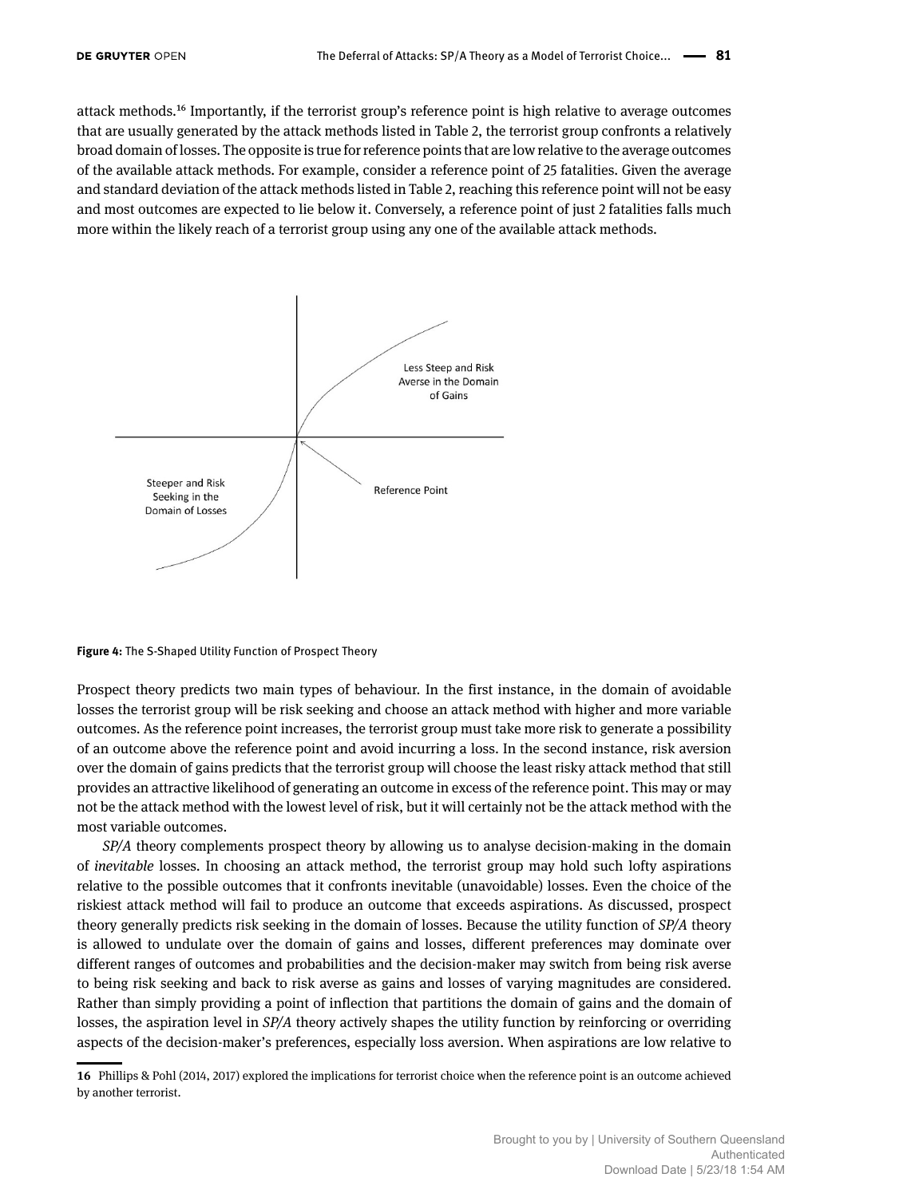attack methods.[16] Importantly, if the terrorist group's reference point is high relative to average outcomes that are usually generated by the attack methods listed in Table 2, the terrorist group confronts a relatively broad domain of losses. The opposite is true for reference points that are low relative to the average outcomes of the available attack methods. For example, consider a reference point of 25 fatalities. Given the average and standard deviation of the attack methods listed in Table 2, reaching this reference point will not be easy and most outcomes are expected to lie below it. Conversely, a reference point of just 2 fatalities falls much more within the likely reach of a terrorist group using any one of the available attack methods.

Less Steep and Risk Averse in the Domain of Gains

Steeper and Risk Seeking in the Domain of Losses

Reference Point

**Figure 4:** The S-Shaped Utility Function of Prospect Theory

Prospect theory predicts two main types of behaviour. In the first instance, in the domain of avoidable losses the terrorist group will be risk seeking and choose an attack method with higher and more variable outcomes. As the reference point increases, the terrorist group must take more risk to generate a possibility of an outcome above the reference point and avoid incurring a loss. In the second instance, risk aversion over the domain of gains predicts that the terrorist group will choose the least risky attack method that still provides an attractive likelihood of generating an outcome in excess of the reference point. This may or may not be the attack method with the lowest level of risk, but it will certainly not be the attack method with the most variable outcomes.

*SP/A* theory complements prospect theory by allowing us to analyse decision-making in the domain of *inevitable* losses. In choosing an attack method, the terrorist group may hold such lofty aspirations relative to the possible outcomes that it confronts inevitable (unavoidable) losses. Even the choice of the riskiest attack method will fail to produce an outcome that exceeds aspirations. As discussed, prospect theory generally predicts risk seeking in the domain of losses. Because the utility function of *SP/A* theory is allowed to undulate over the domain of gains and losses, different preferences may dominate over different ranges of outcomes and probabilities and the decision-maker may switch from being risk averse to being risk seeking and back to risk averse as gains and losses of varying magnitudes are considered. Rather than simply providing a point of inflection that partitions the domain of gains and the domain of losses, the aspiration level in *SP/A* theory actively shapes the utility function by reinforcing or overriding aspects of the decision-maker's preferences, especially loss aversion. When aspirations are low relative to

[16] Phillips & Pohl (2014, 2017) explored the implications for terrorist choice when the reference point is an outcome achieved by another terrorist.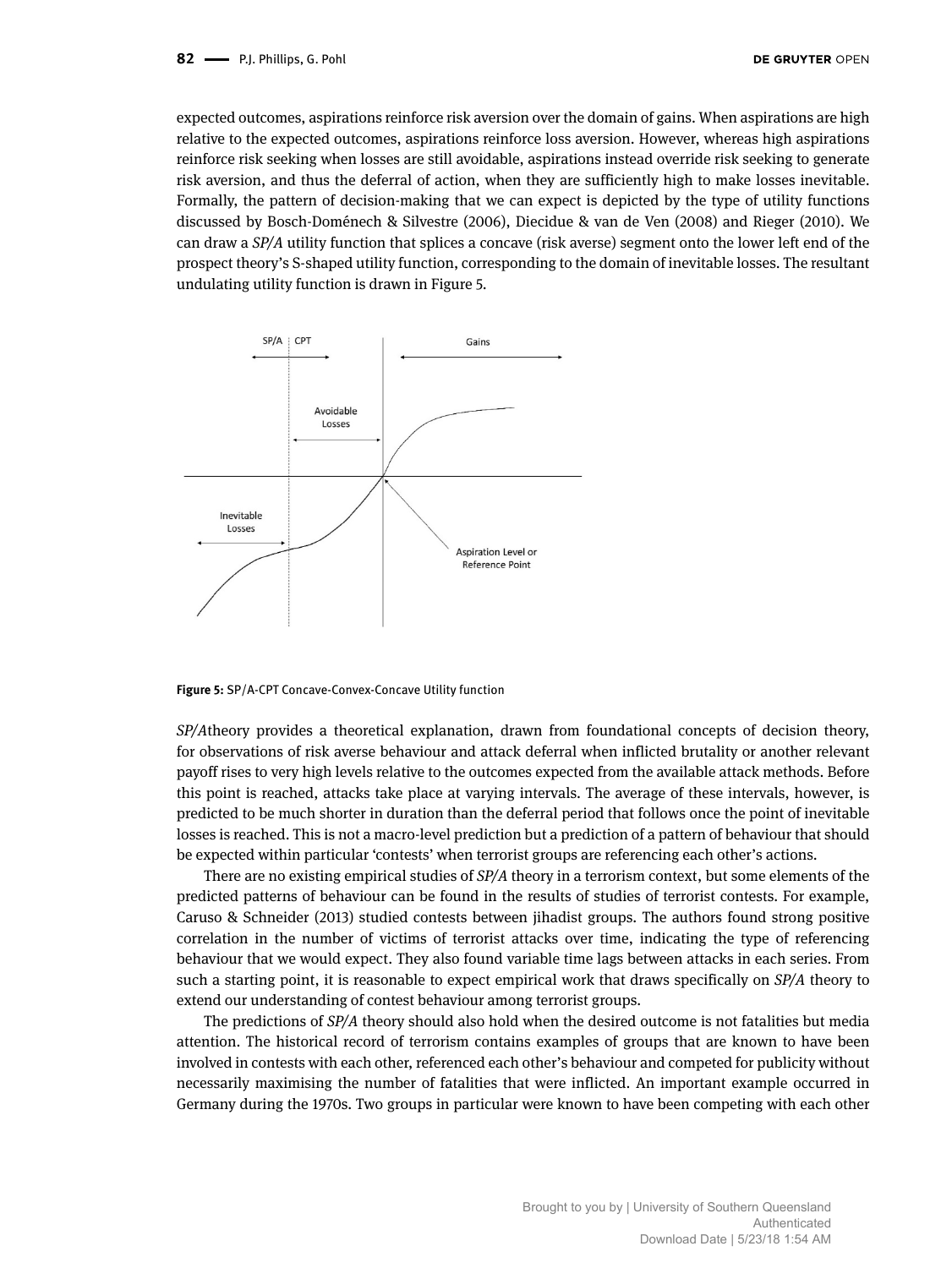expected outcomes, aspirations reinforce risk aversion over the domain of gains. When aspirations are high relative to the expected outcomes, aspirations reinforce loss aversion. However, whereas high aspirations reinforce risk seeking when losses are still avoidable, aspirations instead override risk seeking to generate risk aversion, and thus the deferral of action, when they are sufficiently high to make losses inevitable. Formally, the pattern of decision-making that we can expect is depicted by the type of utility functions discussed by Bosch-Doménech & Silvestre (2006), Diecidue & van de Ven (2008) and Rieger (2010). We can draw a *SP/A* utility function that splices a concave (risk averse) segment onto the lower left end of the prospect theory's S-shaped utility function, corresponding to the domain of inevitable losses. The resultant undulating utility function is drawn in Figure 5.

SP/A
CPT
Gains
Avoidable Losses
Inevitable Losses
Aspiration Level or Reference Point

**Figure 5:** SP/A-CPT Concave-Convex-Concave Utility function

*SP/A*theory provides a theoretical explanation, drawn from foundational concepts of decision theory, for observations of risk averse behaviour and attack deferral when inflicted brutality or another relevant payoff rises to very high levels relative to the outcomes expected from the available attack methods. Before this point is reached, attacks take place at varying intervals. The average of these intervals, however, is predicted to be much shorter in duration than the deferral period that follows once the point of inevitable losses is reached. This is not a macro-level prediction but a prediction of a pattern of behaviour that should be expected within particular 'contests' when terrorist groups are referencing each other's actions.

There are no existing empirical studies of *SP/A* theory in a terrorism context, but some elements of the predicted patterns of behaviour can be found in the results of studies of terrorist contests. For example, Caruso & Schneider (2013) studied contests between jihadist groups. The authors found strong positive correlation in the number of victims of terrorist attacks over time, indicating the type of referencing behaviour that we would expect. They also found variable time lags between attacks in each series. From such a starting point, it is reasonable to expect empirical work that draws specifically on *SP/A* theory to extend our understanding of contest behaviour among terrorist groups.

The predictions of *SP/A* theory should also hold when the desired outcome is not fatalities but media attention. The historical record of terrorism contains examples of groups that are known to have been involved in contests with each other, referenced each other's behaviour and competed for publicity without necessarily maximising the number of fatalities that were inflicted. An important example occurred in Germany during the 1970s. Two groups in particular were known to have been competing with each other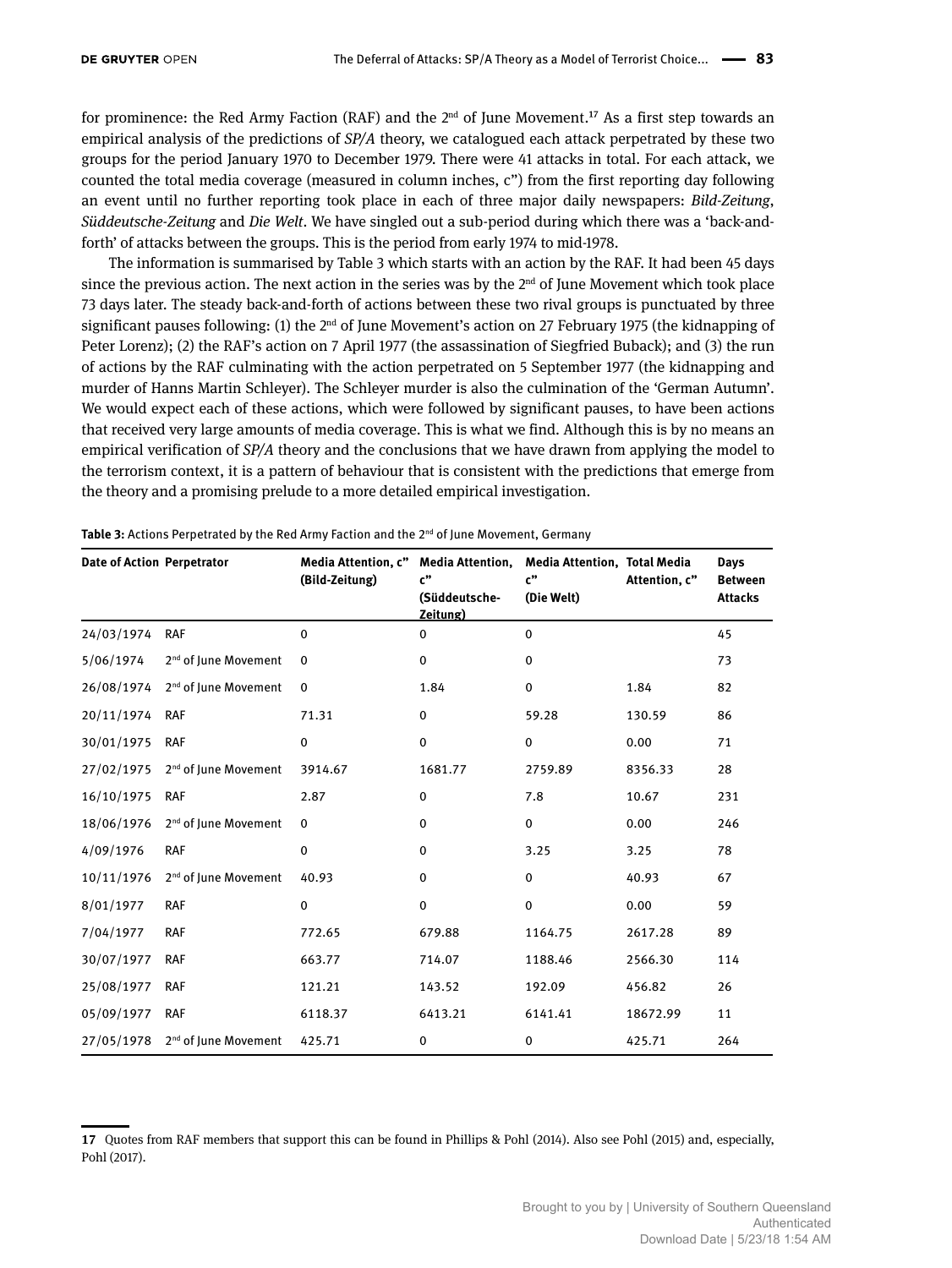for prominence: the Red Army Faction (RAF) and the 2nd of June Movement.[17] As a first step towards an empirical analysis of the predictions of *SP/A* theory, we catalogued each attack perpetrated by these two groups for the period January 1970 to December 1979. There were 41 attacks in total. For each attack, we counted the total media coverage (measured in column inches, c") from the first reporting day following an event until no further reporting took place in each of three major daily newspapers: *Bild-Zeitung*, *Süddeutsche-Zeitung* and *Die Welt*. We have singled out a sub-period during which there was a 'back-and-forth' of attacks between the groups. This is the period from early 1974 to mid-1978.

The information is summarised by Table 3 which starts with an action by the RAF. It had been 45 days since the previous action. The next action in the series was by the 2nd of June Movement which took place 73 days later. The steady back-and-forth of actions between these two rival groups is punctuated by three significant pauses following: (1) the 2nd of June Movement's action on 27 February 1975 (the kidnapping of Peter Lorenz); (2) the RAF's action on 7 April 1977 (the assassination of Siegfried Buback); and (3) the run of actions by the RAF culminating with the action perpetrated on 5 September 1977 (the kidnapping and murder of Hanns Martin Schleyer). The Schleyer murder is also the culmination of the 'German Autumn'. We would expect each of these actions, which were followed by significant pauses, to have been actions that received very large amounts of media coverage. This is what we find. Although this is by no means an empirical verification of *SP/A* theory and the conclusions that we have drawn from applying the model to the terrorism context, it is a pattern of behaviour that is consistent with the predictions that emerge from the theory and a promising prelude to a more detailed empirical investigation.

**Table 3:** Actions Perpetrated by the Red Army Faction and the 2nd of June Movement, Germany

| Date of Action | Perpetrator | Media Attention, c" (Bild-Zeitung) | Media Attention, c" (Süddeutsche-Zeitung) | Media Attention, c" (Die Welt) | Total Media Attention, c" | Days Between Attacks |
|---|---|---|---|---|---|---|
| 24/03/1974 | RAF | 0 | 0 | 0 | | 45 |
| 5/06/1974 | 2nd of June Movement | 0 | 0 | 0 | | 73 |
| 26/08/1974 | 2nd of June Movement | 0 | 1.84 | 0 | 1.84 | 82 |
| 20/11/1974 | RAF | 71.31 | 0 | 59.28 | 130.59 | 86 |
| 30/01/1975 | RAF | 0 | 0 | 0 | 0.00 | 71 |
| 27/02/1975 | 2nd of June Movement | 3914.67 | 1681.77 | 2759.89 | 8356.33 | 28 |
| 16/10/1975 | RAF | 2.87 | 0 | 7.8 | 10.67 | 231 |
| 18/06/1976 | 2nd of June Movement | 0 | 0 | 0 | 0.00 | 246 |
| 4/09/1976 | RAF | 0 | 0 | 3.25 | 3.25 | 78 |
| 10/11/1976 | 2nd of June Movement | 40.93 | 0 | 0 | 40.93 | 67 |
| 8/01/1977 | RAF | 0 | 0 | 0 | 0.00 | 59 |
| 7/04/1977 | RAF | 772.65 | 679.88 | 1164.75 | 2617.28 | 89 |
| 30/07/1977 | RAF | 663.77 | 714.07 | 1188.46 | 2566.30 | 114 |
| 25/08/1977 | RAF | 121.21 | 143.52 | 192.09 | 456.82 | 26 |
| 05/09/1977 | RAF | 6118.37 | 6413.21 | 6141.41 | 18672.99 | 11 |
| 27/05/1978 | 2nd of June Movement | 425.71 | 0 | 0 | 425.71 | 264 |

17 Quotes from RAF members that support this can be found in Phillips & Pohl (2014). Also see Pohl (2015) and, especially, Pohl (2017).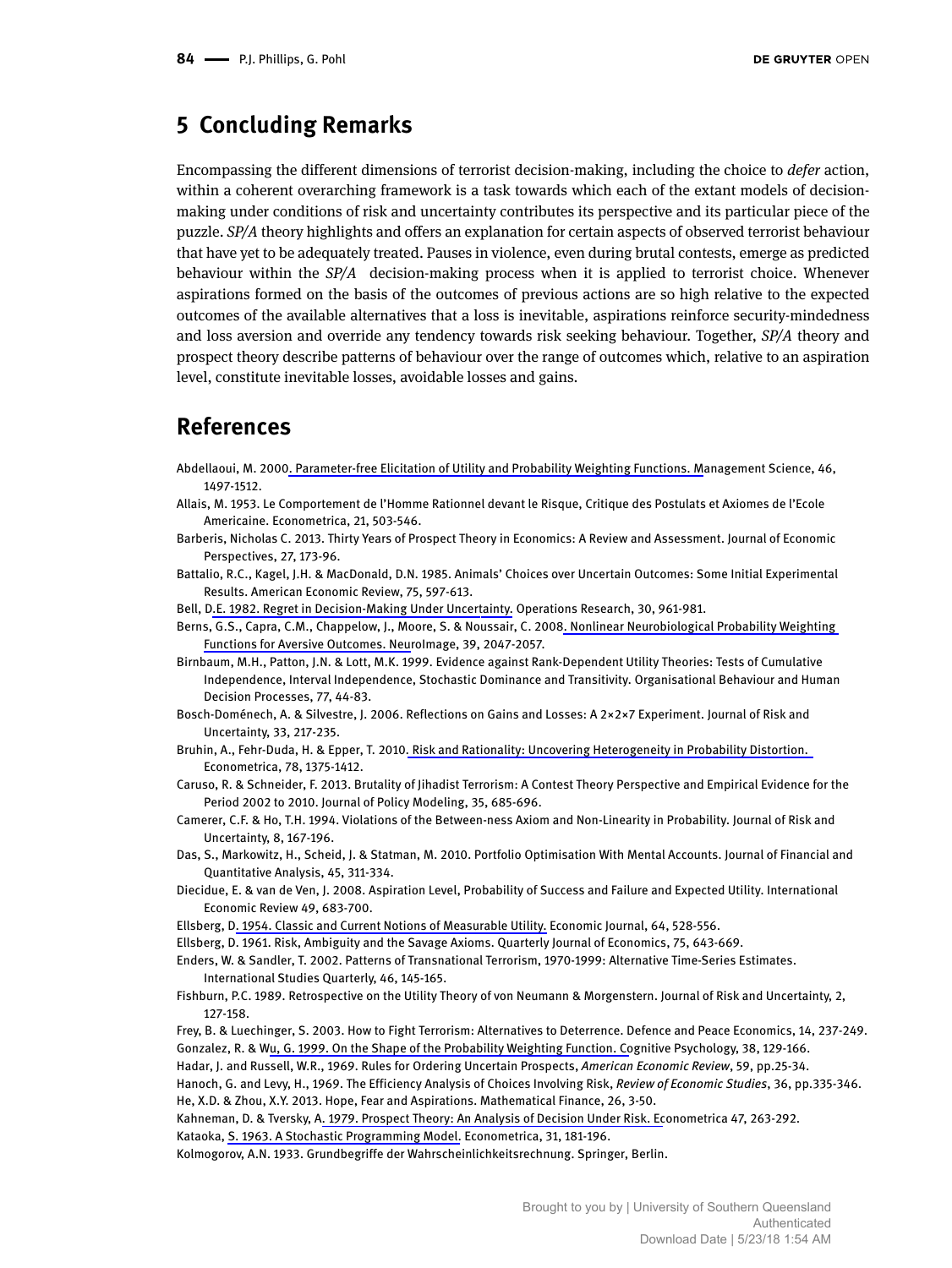## 5 Concluding Remarks

Encompassing the different dimensions of terrorist decision-making, including the choice to *defer* action, within a coherent overarching framework is a task towards which each of the extant models of decision-making under conditions of risk and uncertainty contributes its perspective and its particular piece of the puzzle. *SP/A* theory highlights and offers an explanation for certain aspects of observed terrorist behaviour that have yet to be adequately treated. Pauses in violence, even during brutal contests, emerge as predicted behaviour within the *SP/A* decision-making process when it is applied to terrorist choice. Whenever aspirations formed on the basis of the outcomes of previous actions are so high relative to the expected outcomes of the available alternatives that a loss is inevitable, aspirations reinforce security-mindedness and loss aversion and override any tendency towards risk seeking behaviour. Together, *SP/A* theory and prospect theory describe patterns of behaviour over the range of outcomes which, relative to an aspiration level, constitute inevitable losses, avoidable losses and gains.

## References

Abdellaoui, M. 2000. Parameter-free Elicitation of Utility and Probability Weighting Functions. Management Science, 46, 1497-1512.

Allais, M. 1953. Le Comportement de l'Homme Rationnel devant le Risque, Critique des Postulats et Axiomes de l'Ecole Americaine. Econometrica, 21, 503-546.

Barberis, Nicholas C. 2013. Thirty Years of Prospect Theory in Economics: A Review and Assessment. Journal of Economic Perspectives, 27, 173-96.

Battalio, R.C., Kagel, J.H. & MacDonald, D.N. 1985. Animals' Choices over Uncertain Outcomes: Some Initial Experimental Results. American Economic Review, 75, 597-613.

Bell, D.E. 1982. Regret in Decision-Making Under Uncertainty. Operations Research, 30, 961-981.

Berns, G.S., Capra, C.M., Chappelow, J., Moore, S. & Noussair, C. 2008. Nonlinear Neurobiological Probability Weighting Functions for Aversive Outcomes. NeuroImage, 39, 2047-2057.

Birnbaum, M.H., Patton, J.N. & Lott, M.K. 1999. Evidence against Rank-Dependent Utility Theories: Tests of Cumulative Independence, Interval Independence, Stochastic Dominance and Transitivity. Organisational Behaviour and Human Decision Processes, 77, 44-83.

Bosch-Doménech, A. & Silvestre, J. 2006. Reflections on Gains and Losses: A 2×2×7 Experiment. Journal of Risk and Uncertainty, 33, 217-235.

Bruhin, A., Fehr-Duda, H. & Epper, T. 2010. Risk and Rationality: Uncovering Heterogeneity in Probability Distortion. Econometrica, 78, 1375-1412.

Caruso, R. & Schneider, F. 2013. Brutality of Jihadist Terrorism: A Contest Theory Perspective and Empirical Evidence for the Period 2002 to 2010. Journal of Policy Modeling, 35, 685-696.

Camerer, C.F. & Ho, T.H. 1994. Violations of the Between-ness Axiom and Non-Linearity in Probability. Journal of Risk and Uncertainty, 8, 167-196.

Das, S., Markowitz, H., Scheid, J. & Statman, M. 2010. Portfolio Optimisation With Mental Accounts. Journal of Financial and Quantitative Analysis, 45, 311-334.

Diecidue, E. & van de Ven, J. 2008. Aspiration Level, Probability of Success and Failure and Expected Utility. International Economic Review 49, 683-700.

Ellsberg, D. 1954. Classic and Current Notions of Measurable Utility. Economic Journal, 64, 528-556.

Ellsberg, D. 1961. Risk, Ambiguity and the Savage Axioms. Quarterly Journal of Economics, 75, 643-669.

Enders, W. & Sandler, T. 2002. Patterns of Transnational Terrorism, 1970-1999: Alternative Time-Series Estimates. International Studies Quarterly, 46, 145-165.

Fishburn, P.C. 1989. Retrospective on the Utility Theory of von Neumann & Morgenstern. Journal of Risk and Uncertainty, 2, 127-158.

Frey, B. & Luechinger, S. 2003. How to Fight Terrorism: Alternatives to Deterrence. Defence and Peace Economics, 14, 237-249.

Gonzalez, R. & Wu, G. 1999. On the Shape of the Probability Weighting Function. Cognitive Psychology, 38, 129-166.

Hadar, J. and Russell, W.R., 1969. Rules for Ordering Uncertain Prospects, *American Economic Review*, 59, pp.25-34.

Hanoch, G. and Levy, H., 1969. The Efficiency Analysis of Choices Involving Risk, *Review of Economic Studies*, 36, pp.335-346.

He, X.D. & Zhou, X.Y. 2013. Hope, Fear and Aspirations. Mathematical Finance, 26, 3-50.

Kahneman, D. & Tversky, A. 1979. Prospect Theory: An Analysis of Decision Under Risk. Econometrica 47, 263-292.

Kataoka, S. 1963. A Stochastic Programming Model. Econometrica, 31, 181-196.

Kolmogorov, A.N. 1933. Grundbegriffe der Wahrscheinlichkeitsrechnung. Springer, Berlin.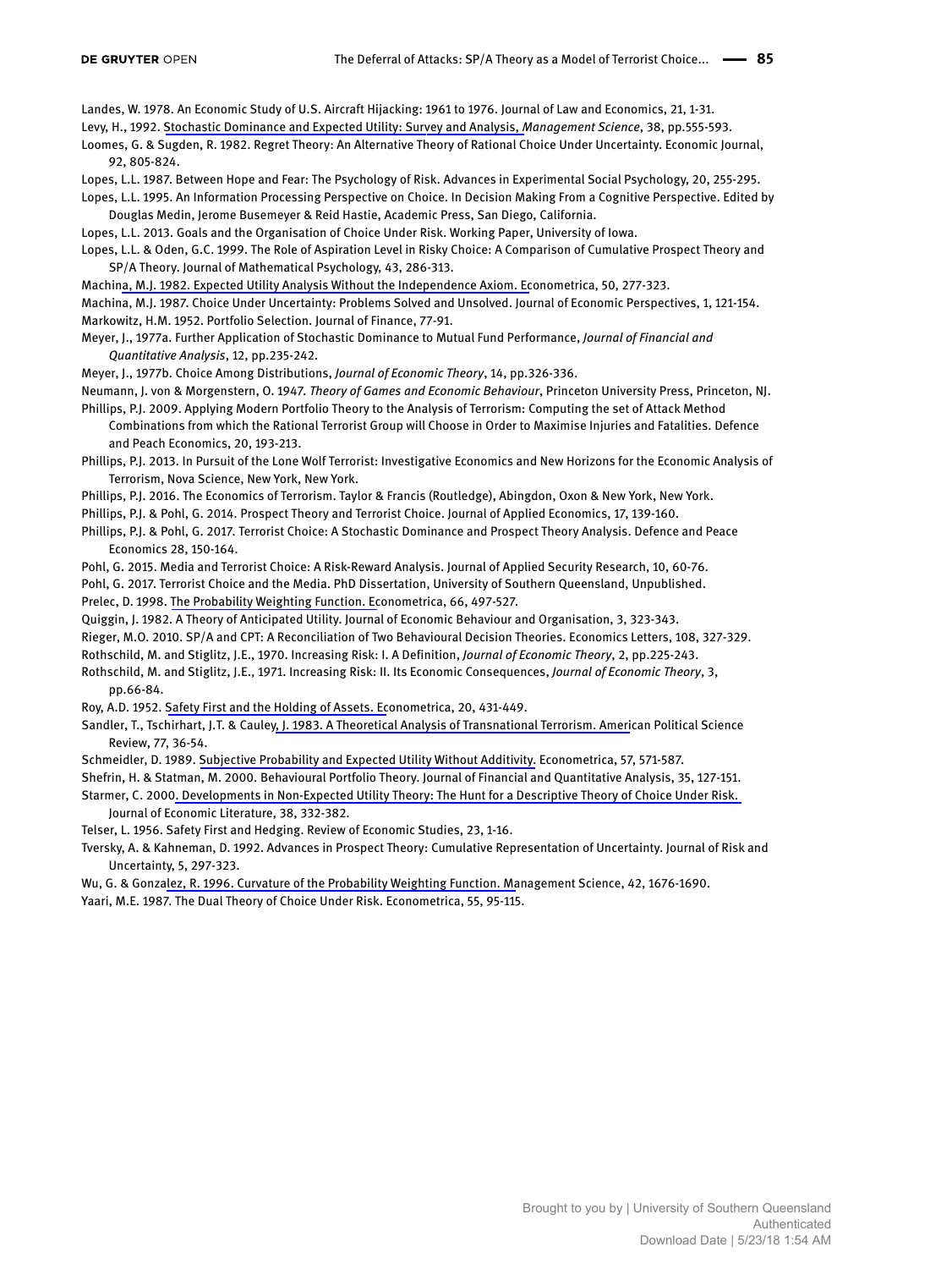Landes, W. 1978. An Economic Study of U.S. Aircraft Hijacking: 1961 to 1976. Journal of Law and Economics, 21, 1-31.

Levy, H., 1992. Stochastic Dominance and Expected Utility: Survey and Analysis, *Management Science*, 38, pp.555-593.

Loomes, G. & Sugden, R. 1982. Regret Theory: An Alternative Theory of Rational Choice Under Uncertainty. Economic Journal, 92, 805-824.

Lopes, L.L. 1987. Between Hope and Fear: The Psychology of Risk. Advances in Experimental Social Psychology, 20, 255-295.

Lopes, L.L. 1995. An Information Processing Perspective on Choice. In Decision Making From a Cognitive Perspective. Edited by Douglas Medin, Jerome Busemeyer & Reid Hastie, Academic Press, San Diego, California.

Lopes, L.L. 2013. Goals and the Organisation of Choice Under Risk. Working Paper, University of Iowa.

Lopes, L.L. & Oden, G.C. 1999. The Role of Aspiration Level in Risky Choice: A Comparison of Cumulative Prospect Theory and SP/A Theory. Journal of Mathematical Psychology, 43, 286-313.

Machina, M.J. 1982. Expected Utility Analysis Without the Independence Axiom. Econometrica, 50, 277-323.

Machina, M.J. 1987. Choice Under Uncertainty: Problems Solved and Unsolved. Journal of Economic Perspectives, 1, 121-154.

Markowitz, H.M. 1952. Portfolio Selection. Journal of Finance, 77-91.

Meyer, J., 1977a. Further Application of Stochastic Dominance to Mutual Fund Performance, *Journal of Financial and Quantitative Analysis*, 12, pp.235-242.

Meyer, J., 1977b. Choice Among Distributions, *Journal of Economic Theory*, 14, pp.326-336.

Neumann, J. von & Morgenstern, O. 1947. *Theory of Games and Economic Behaviour*, Princeton University Press, Princeton, NJ.

Phillips, P.J. 2009. Applying Modern Portfolio Theory to the Analysis of Terrorism: Computing the set of Attack Method Combinations from which the Rational Terrorist Group will Choose in Order to Maximise Injuries and Fatalities. Defence and Peach Economics, 20, 193-213.

Phillips, P.J. 2013. In Pursuit of the Lone Wolf Terrorist: Investigative Economics and New Horizons for the Economic Analysis of Terrorism, Nova Science, New York, New York.

Phillips, P.J. 2016. The Economics of Terrorism. Taylor & Francis (Routledge), Abingdon, Oxon & New York, New York.

Phillips, P.J. & Pohl, G. 2014. Prospect Theory and Terrorist Choice. Journal of Applied Economics, 17, 139-160.

Phillips, P.J. & Pohl, G. 2017. Terrorist Choice: A Stochastic Dominance and Prospect Theory Analysis. Defence and Peace Economics 28, 150-164.

Pohl, G. 2015. Media and Terrorist Choice: A Risk-Reward Analysis. Journal of Applied Security Research, 10, 60-76.

Pohl, G. 2017. Terrorist Choice and the Media. PhD Dissertation, University of Southern Queensland, Unpublished.

Prelec, D. 1998. The Probability Weighting Function. Econometrica, 66, 497-527.

Quiggin, J. 1982. A Theory of Anticipated Utility. Journal of Economic Behaviour and Organisation, 3, 323-343.

Rieger, M.O. 2010. SP/A and CPT: A Reconciliation of Two Behavioural Decision Theories. Economics Letters, 108, 327-329.

Rothschild, M. and Stiglitz, J.E., 1970. Increasing Risk: I. A Definition, *Journal of Economic Theory*, 2, pp.225-243.

Rothschild, M. and Stiglitz, J.E., 1971. Increasing Risk: II. Its Economic Consequences, *Journal of Economic Theory*, 3, pp.66-84.

Roy, A.D. 1952. Safety First and the Holding of Assets. Econometrica, 20, 431-449.

Sandler, T., Tschirhart, J.T. & Cauley, J. 1983. A Theoretical Analysis of Transnational Terrorism. American Political Science Review, 77, 36-54.

Schmeidler, D. 1989. Subjective Probability and Expected Utility Without Additivity. Econometrica, 57, 571-587.

Shefrin, H. & Statman, M. 2000. Behavioural Portfolio Theory. Journal of Financial and Quantitative Analysis, 35, 127-151.

Starmer, C. 2000. Developments in Non-Expected Utility Theory: The Hunt for a Descriptive Theory of Choice Under Risk. Journal of Economic Literature, 38, 332-382.

Telser, L. 1956. Safety First and Hedging. Review of Economic Studies, 23, 1-16.

Tversky, A. & Kahneman, D. 1992. Advances in Prospect Theory: Cumulative Representation of Uncertainty. Journal of Risk and Uncertainty, 5, 297-323.

Wu, G. & Gonzalez, R. 1996. Curvature of the Probability Weighting Function. Management Science, 42, 1676-1690.

Yaari, M.E. 1987. The Dual Theory of Choice Under Risk. Econometrica, 55, 95-115.